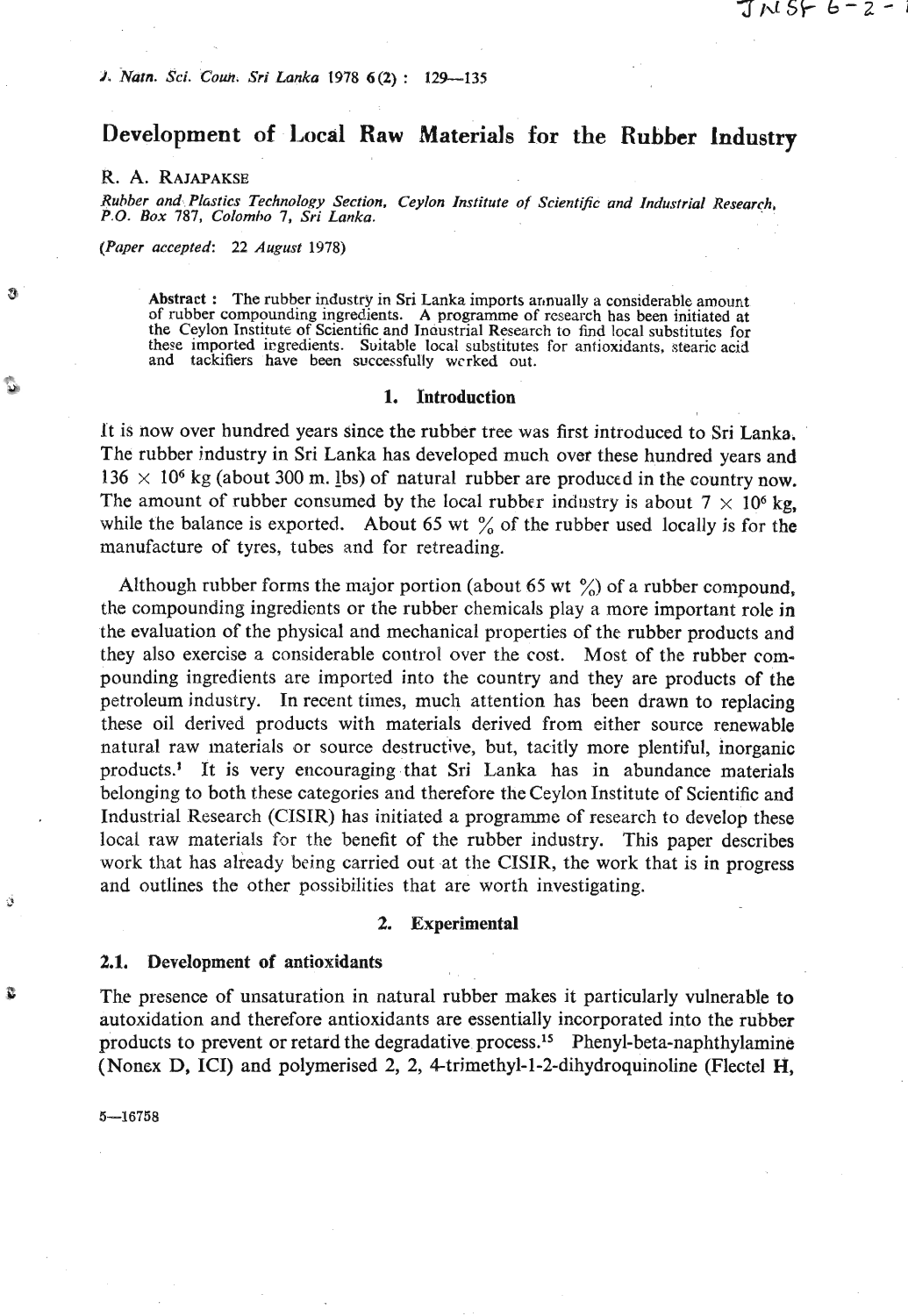# Development of Local Raw Materials for the Rubber Industry

R. A. Rajapakse

*Rubber and Plastics Technology Section, Ceylon Institute of Scientific and Industrial Research, P.O. Box 787, Colombo 7, Sri Lanka.*

*(Paper accepted: 22 August 1978)*

> **Abstract:** The rubber industry in Sri Lanka imports annually a considerable amount of rubber compounding ingredients. A programme of research has been initiated at the Ceylon Institute of Scientific and Industrial Research to find local substitutes for these imported ingredients. Suitable local substitutes for antioxidants, stearic acid and tackifiers have been successfully worked out.

## 1. Introduction

It is now over hundred years since the rubber tree was first introduced to Sri Lanka. The rubber industry in Sri Lanka has developed much over these hundred years and $136 \times 10^6$ kg (about 300 m. lbs) of natural rubber are produced in the country now. The amount of rubber consumed by the local rubber industry is about $7 \times 10^6$ kg, while the balance is exported. About 65 wt % of the rubber used locally is for the manufacture of tyres, tubes and for retreading.

Although rubber forms the major portion (about 65 wt %) of a rubber compound, the compounding ingredients or the rubber chemicals play a more important role in the evaluation of the physical and mechanical properties of the rubber products and they also exercise a considerable control over the cost. Most of the rubber compounding ingredients are imported into the country and they are products of the petroleum industry. In recent times, much attention has been drawn to replacing these oil derived products with materials derived from either source renewable natural raw materials or source destructive, but, tacitly more plentiful, inorganic products.[1] It is very encouraging that Sri Lanka has in abundance materials belonging to both these categories and therefore the Ceylon Institute of Scientific and Industrial Research (CISIR) has initiated a programme of research to develop these local raw materials for the benefit of the rubber industry. This paper describes work that has already being carried out at the CISIR, the work that is in progress and outlines the other possibilities that are worth investigating.

## 2. Experimental

### 2.1. Development of antioxidants

The presence of unsaturation in natural rubber makes it particularly vulnerable to autoxidation and therefore antioxidants are essentially incorporated into the rubber products to prevent or retard the degradative process.[15] Phenyl-beta-naphthylamine (Nonex D, ICI) and polymerised 2, 2, 4-trimethyl-1-2-dihydroquinoline (Flectel H,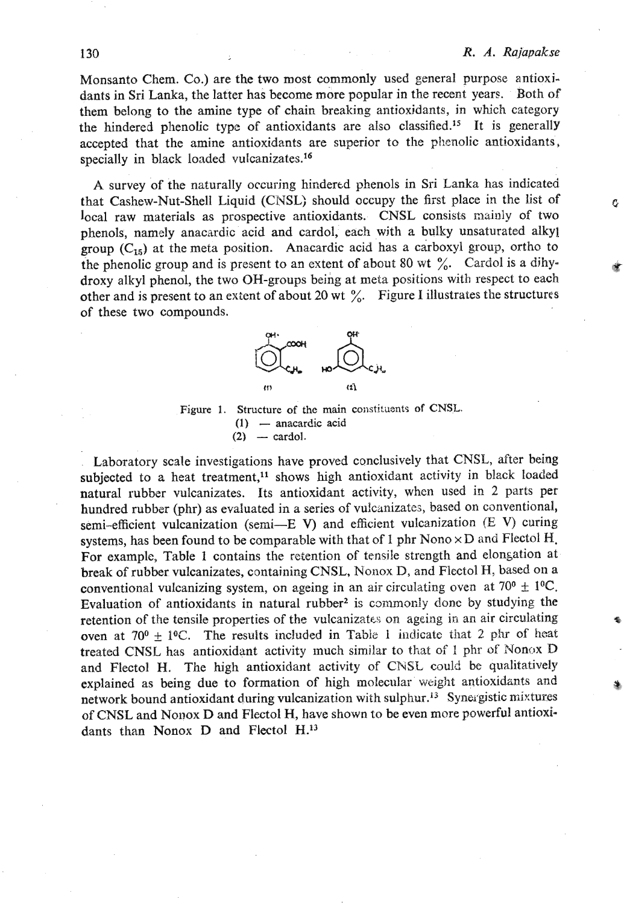Monsanto Chem. Co.) are the two most commonly used general purpose antioxidants in Sri Lanka, the latter has become more popular in the recent years. Both of them belong to the amine type of chain breaking antioxidants, in which category the hindered phenolic type of antioxidants are also classified.[15] It is generally accepted that the amine antioxidants are superior to the phenolic antioxidants, specially in black loaded vulcanizates.[16]

A survey of the naturally occuring hindered phenols in Sri Lanka has indicated that Cashew-Nut-Shell Liquid (CNSL) should occupy the first place in the list of local raw materials as prospective antioxidants. CNSL consists mainly of two phenols, namely anacardic acid and cardol, each with a bulky unsaturated alkyl group ($C_{15}$) at the meta position. Anacardic acid has a carboxyl group, ortho to the phenolic group and is present to an extent of about 80 wt %. Cardol is a dihydroxy alkyl phenol, the two OH-groups being at meta positions with respect to each other and is present to an extent of about 20 wt %. Figure I illustrates the structures of these two compounds.

Figure 1. Structure of the main constituents of CNSL.
(1) — anacardic acid
(2) — cardol.

Laboratory scale investigations have proved conclusively that CNSL, after being subjected to a heat treatment,[11] shows high antioxidant activity in black loaded natural rubber vulcanizates. Its antioxidant activity, when used in 2 parts per hundred rubber (phr) as evaluated in a series of vulcanizates, based on conventional, semi-efficient vulcanization (semi—E V) and efficient vulcanization (E V) curing systems, has been found to be comparable with that of 1 phr Nono x D and Flectol H. For example, Table 1 contains the retention of tensile strength and elongation at break of rubber vulcanizates, containing CNSL, Nonox D, and Flectol H, based on a conventional vulcanizing system, on ageing in an air circulating oven at $70^{0} \pm 1^{0}$C. Evaluation of antioxidants in natural rubber[2] is commonly done by studying the retention of the tensile properties of the vulcanizates on ageing in an air circulating oven at $70^{0} \pm 1^{0}$C. The results included in Table 1 indicate that 2 phr of heat treated CNSL has antioxidant activity much similar to that of 1 phr of Nonox D and Flectol H. The high antioxidant activity of CNSL could be qualitatively explained as being due to formation of high molecular weight antioxidants and network bound antioxidant during vulcanization with sulphur.[13] Synergistic mixtures of CNSL and Nonox D and Flectol H, have shown to be even more powerful antioxidants than Nonox D and Flectol H.[13]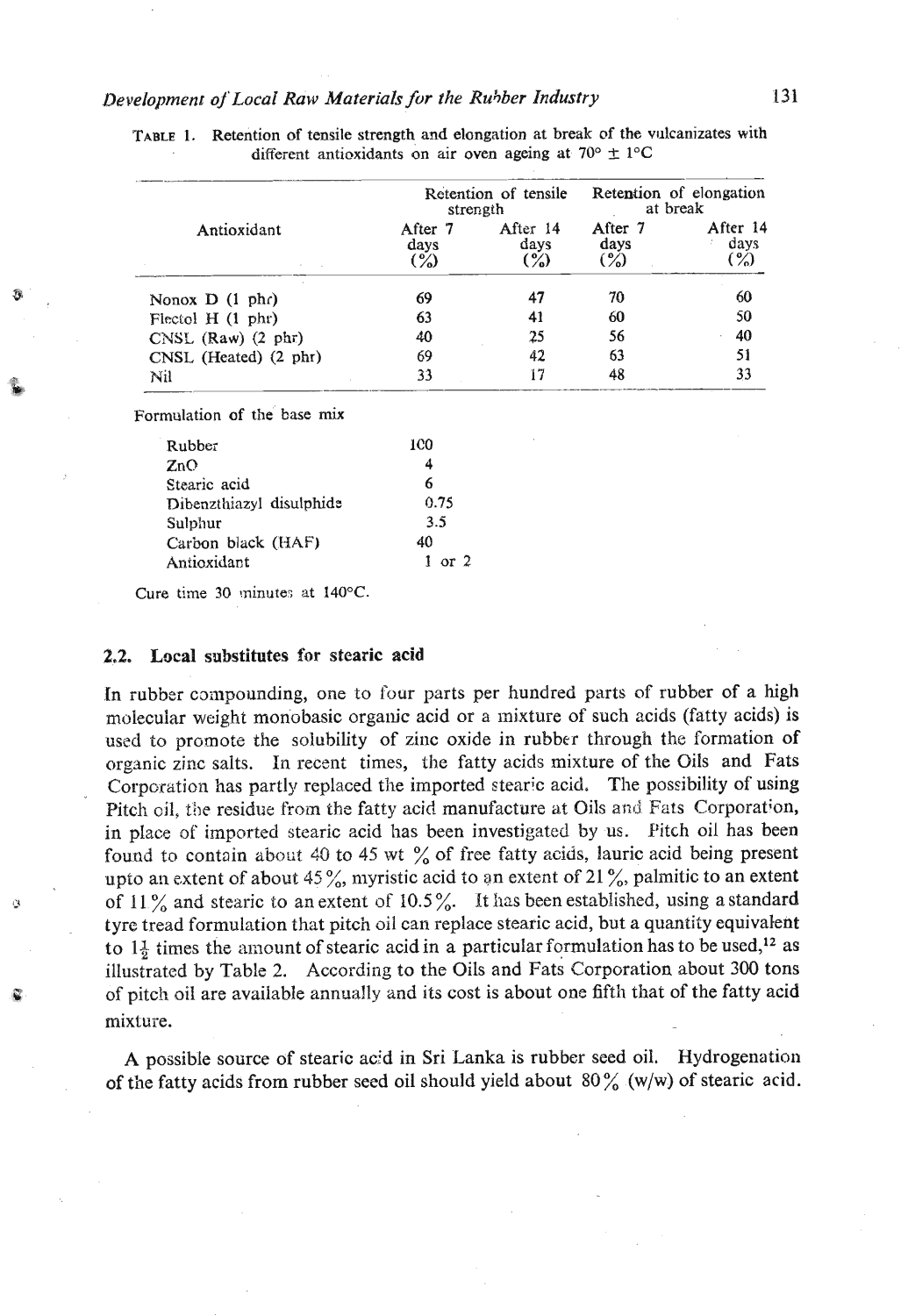TABLE 1. Retention of tensile strength and elongation at break of the vulcanizates with different antioxidants on air oven ageing at 70° ± 1°C

| Antioxidant | Retention of tensile strength | | Retention of elongation at break | |
|---|---|---|---|---|
| | After 7 days (%) | After 14 days (%) | After 7 days (%) | After 14 days (%) |
| Nonox D (1 phr) | 69 | 47 | 70 | 60 |
| Flectol H (1 phr) | 63 | 41 | 60 | 50 |
| CNSL (Raw) (2 phr) | 40 | 25 | 56 | 40 |
| CNSL (Heated) (2 phr) | 69 | 42 | 63 | 51 |
| Nil | 33 | 17 | 48 | 33 |

Formulation of the base mix

| | |
|---|---|
| Rubber | 100 |
| ZnO | 4 |
| Stearic acid | 6 |
| Dibenzthiazyl disulphide | 0.75 |
| Sulphur | 3.5 |
| Carbon black (HAF) | 40 |
| Antioxidant | 1 or 2 |

Cure time 30 minutes at 140°C.

### 2.2. Local substitutes for stearic acid

In rubber compounding, one to four parts per hundred parts of rubber of a high molecular weight monobasic organic acid or a mixture of such acids (fatty acids) is used to promote the solubility of zinc oxide in rubber through the formation of organic zinc salts. In recent times, the fatty acids mixture of the Oils and Fats Corporation has partly replaced the imported stearic acid. The possibility of using Pitch oil, the residue from the fatty acid manufacture at Oils and Fats Corporation, in place of imported stearic acid has been investigated by us. Pitch oil has been found to contain about 40 to 45 wt % of free fatty acids, lauric acid being present upto an extent of about 45 %, myristic acid to an extent of 21 %, palmitic to an extent of 11 % and stearic to an extent of 10.5 %. It has been established, using a standard tyre tread formulation that pitch oil can replace stearic acid, but a quantity equivalent to $1\frac{1}{2}$ times the amount of stearic acid in a particular formulation has to be used,[12] as illustrated by Table 2. According to the Oils and Fats Corporation about 300 tons of pitch oil are available annually and its cost is about one fifth that of the fatty acid mixture.

A possible source of stearic acid in Sri Lanka is rubber seed oil. Hydrogenation of the fatty acids from rubber seed oil should yield about 80 % (w/w) of stearic acid.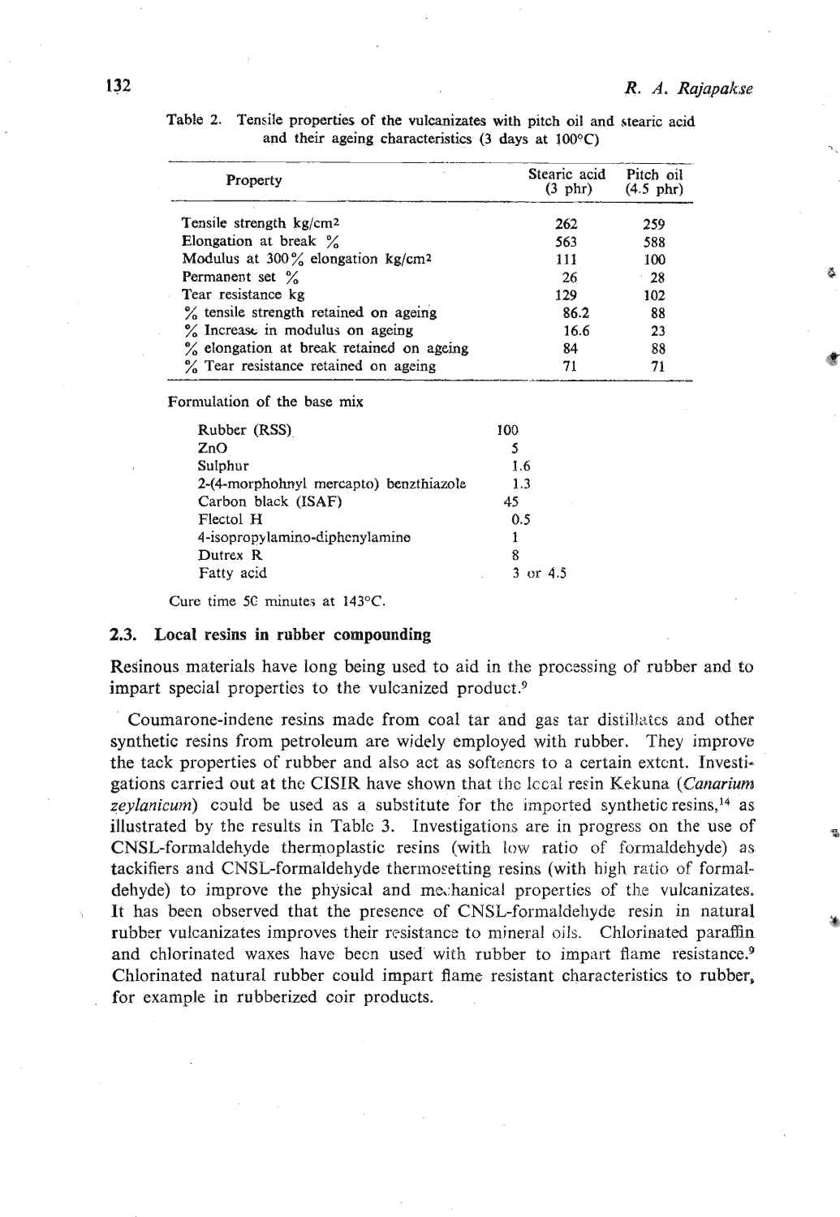Table 2. Tensile properties of the vulcanizates with pitch oil and stearic acid and their ageing characteristics (3 days at 100°C)

| Property | Stearic acid (3 phr) | Pitch oil (4.5 phr) |
|---|---|---|
| Tensile strength kg/cm² | 262 | 259 |
| Elongation at break % | 563 | 588 |
| Modulus at 300% elongation kg/cm² | 111 | 100 |
| Permanent set % | 26 | 28 |
| Tear resistance kg | 129 | 102 |
| % tensile strength retained on ageing | 86.2 | 88 |
| % Increase in modulus on ageing | 16.6 | 23 |
| % elongation at break retained on ageing | 84 | 88 |
| % Tear resistance retained on ageing | 71 | 71 |

Formulation of the base mix

| | |
|---|---|
| Rubber (RSS) | 100 |
| ZnO | 5 |
| Sulphur | 1.6 |
| 2-(4-morphohnyl mercapto) benzthiazole | 1.3 |
| Carbon black (ISAF) | 45 |
| Flectol H | 0.5 |
| 4-isopropylamino-diphenylamine | 1 |
| Dutrex R | 8 |
| Fatty acid | 3 or 4.5 |

Cure time 50 minutes at 143°C.

### 2.3. Local resins in rubber compounding

Resinous materials have long being used to aid in the processing of rubber and to impart special properties to the vulcanized product.[9]

Coumarone-indene resins made from coal tar and gas tar distillates and other synthetic resins from petroleum are widely employed with rubber. They improve the tack properties of rubber and also act as softeners to a certain extent. Investigations carried out at the CISIR have shown that the local resin Kekuna (*Canarium zeylanicum*) could be used as a substitute for the imported synthetic resins,[14] as illustrated by the results in Table 3. Investigations are in progress on the use of CNSL-formaldehyde thermoplastic resins (with low ratio of formaldehyde) as tackifiers and CNSL-formaldehyde thermosetting resins (with high ratio of formaldehyde) to improve the physical and mechanical properties of the vulcanizates. It has been observed that the presence of CNSL-formaldehyde resin in natural rubber vulcanizates improves their resistance to mineral oils. Chlorinated paraffin and chlorinated waxes have been used with rubber to impart flame resistance.[9] Chlorinated natural rubber could impart flame resistant characteristics to rubber, for example in rubberized coir products.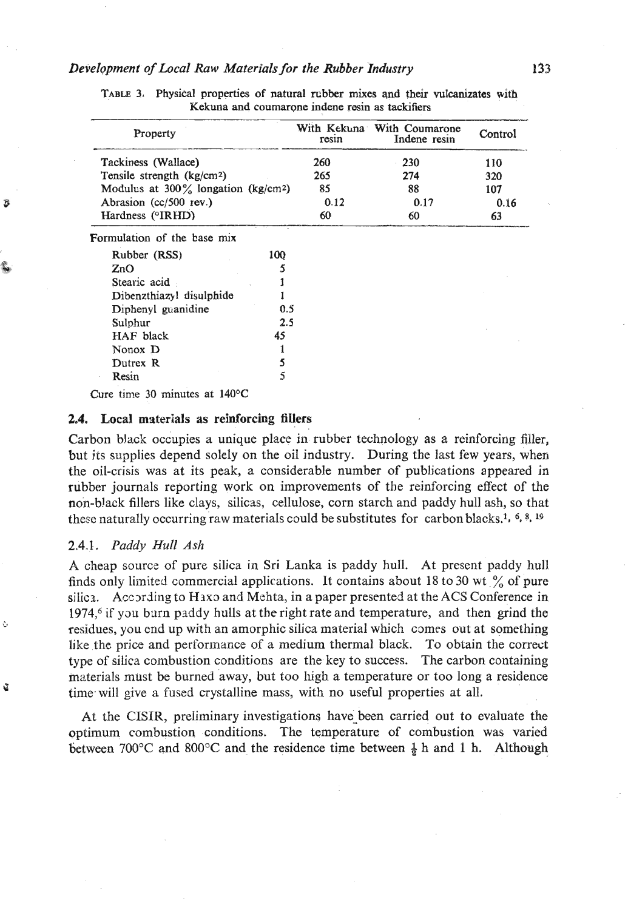TABLE 3. Physical properties of natural rubber mixes and their vulcanizates with Kekuna and coumarone indene resin as tackifiers

| Property | With Kekuna resin | With Coumarone Indene resin | Control |
|---|---|---|---|
| Tackiness (Wallace) | 260 | 230 | 110 |
| Tensile strength (kg/cm$^2$) | 265 | 274 | 320 |
| Modulus at 300% longation (kg/cm$^2$) | 85 | 88 | 107 |
| Abrasion (cc/500 rev.) | 0.12 | 0.17 | 0.16 |
| Hardness (°IRHD) | 60 | 60 | 63 |

Formulation of the base mix

| | |
|---|---|
| Rubber (RSS) | 100 |
| ZnO | 5 |
| Stearic acid | 1 |
| Dibenzthiazyl disulphide | 1 |
| Diphenyl guanidine | 0.5 |
| Sulphur | 2.5 |
| HAF black | 45 |
| Nonox D | 1 |
| Dutrex R | 5 |
| Resin | 5 |

Cure time 30 minutes at 140°C

### 2.4. Local materials as reinforcing fillers

Carbon black occupies a unique place in rubber technology as a reinforcing filler, but its supplies depend solely on the oil industry. During the last few years, when the oil-crisis was at its peak, a considerable number of publications appeared in rubber journals reporting work on improvements of the reinforcing effect of the non-black fillers like clays, silicas, cellulose, corn starch and paddy hull ash, so that these naturally occurring raw materials could be substitutes for carbon blacks.[1, 6, 8, 19]

#### 2.4.1. *Paddy Hull Ash*

A cheap source of pure silica in Sri Lanka is paddy hull. At present paddy hull finds only limited commercial applications. It contains about 18 to 30 wt.% of pure silica. According to Haxo and Mehta, in a paper presented at the ACS Conference in 1974,[6] if you burn paddy hulls at the right rate and temperature, and then grind the residues, you end up with an amorphic silica material which comes out at something like the price and performance of a medium thermal black. To obtain the correct type of silica combustion conditions are the key to success. The carbon containing materials must be burned away, but too high a temperature or too long a residence time will give a fused crystalline mass, with no useful properties at all.

At the CISIR, preliminary investigations have been carried out to evaluate the optimum combustion conditions. The temperature of combustion was varied between 700°C and 800°C and the residence time between ½ h and 1 h. Although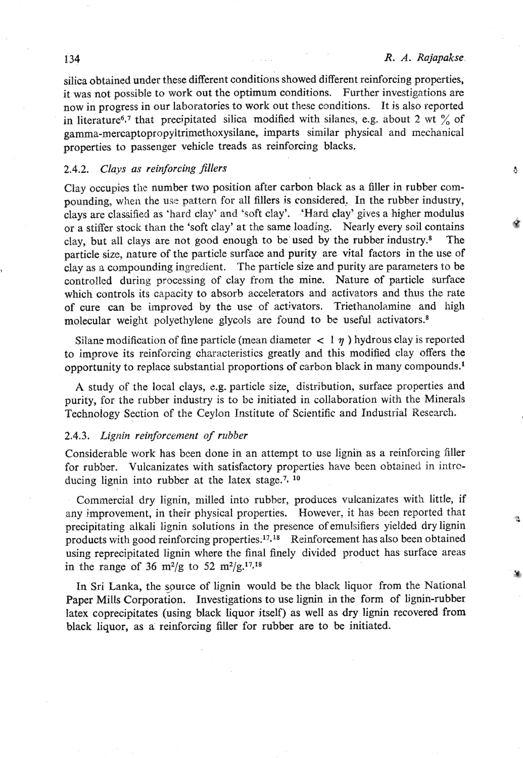silica obtained under these different conditions showed different reinforcing properties, it was not possible to work out the optimum conditions. Further investigations are now in progress in our laboratories to work out these conditions. It is also reported in literature[6,7] that precipitated silica modified with silanes, e.g. about 2 wt % of gamma-mercaptopropyltrimethoxysilane, imparts similar physical and mechanical properties to passenger vehicle treads as reinforcing blacks.

### 2.4.2. *Clays as reinforcing fillers*

Clay occupies the number two position after carbon black as a filler in rubber compounding, when the use pattern for all fillers is considered. In the rubber industry, clays are classified as 'hard clay' and 'soft clay'. 'Hard clay' gives a higher modulus or a stiffer stock than the 'soft clay' at the same loading. Nearly every soil contains clay, but all clays are not good enough to be used by the rubber industry.[8] The particle size, nature of the particle surface and purity are vital factors in the use of clay as a compounding ingredient. The particle size and purity are parameters to be controlled during processing of clay from the mine. Nature of particle surface which controls its capacity to absorb accelerators and activators and thus the rate of cure can be improved by the use of activators. Triethanolamine and high molecular weight polyethylene glycols are found to be useful activators.[8]

Silane modification of fine particle (mean diameter $< 1\ \eta$) hydrous clay is reported to improve its reinforcing characteristics greatly and this modified clay offers the opportunity to replace substantial proportions of carbon black in many compounds.[1]

A study of the local clays, e.g. particle size, distribution, surface properties and purity, for the rubber industry is to be initiated in collaboration with the Minerals Technology Section of the Ceylon Institute of Scientific and Industrial Research.

### 2.4.3. *Lignin reinforcement of rubber*

Considerable work has been done in an attempt to use lignin as a reinforcing filler for rubber. Vulcanizates with satisfactory properties have been obtained in introducing lignin into rubber at the latex stage.[7,10]

Commercial dry lignin, milled into rubber, produces vulcanizates with little, if any improvement, in their physical properties. However, it has been reported that precipitating alkali lignin solutions in the presence of emulsifiers yielded dry lignin products with good reinforcing properties.[17,18] Reinforcement has also been obtained using reprecipitated lignin where the final finely divided product has surface areas in the range of 36 $m^2/g$ to 52 $m^2/g$.[17,18]

In Sri Lanka, the source of lignin would be the black liquor from the National Paper Mills Corporation. Investigations to use lignin in the form of lignin-rubber latex coprecipitates (using black liquor itself) as well as dry lignin recovered from black liquor, as a reinforcing filler for rubber are to be initiated.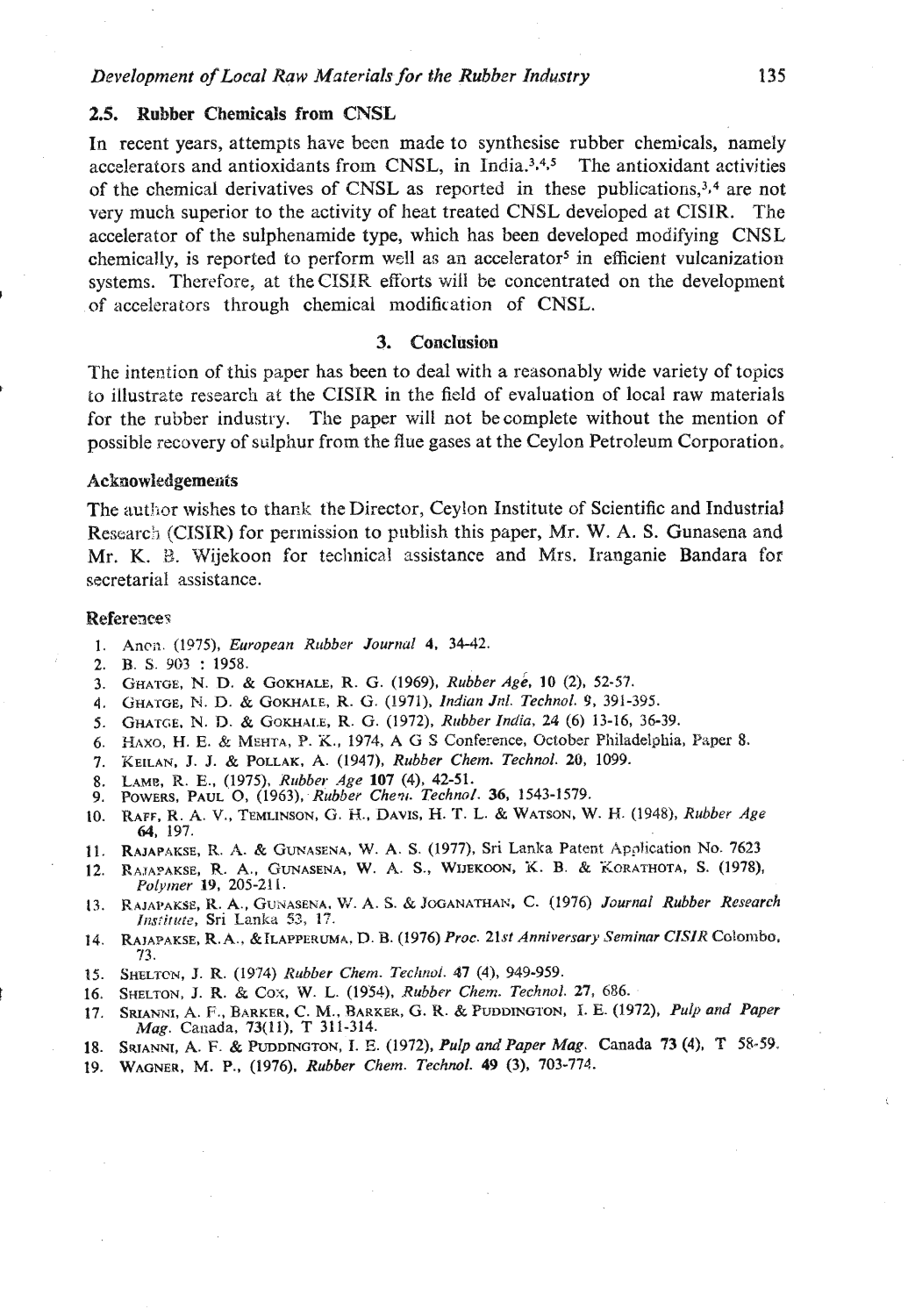### 2.5. Rubber Chemicals from CNSL

In recent years, attempts have been made to synthesise rubber chemicals, namely accelerators and antioxidants from CNSL, in India.[3,4,5] The antioxidant activities of the chemical derivatives of CNSL as reported in these publications,[3,4] are not very much superior to the activity of heat treated CNSL developed at CISIR. The accelerator of the sulphenamide type, which has been developed modifying CNSL chemically, is reported to perform well as an accelerator[5] in efficient vulcanization systems. Therefore, at the CISIR efforts will be concentrated on the development of accelerators through chemical modification of CNSL.

## 3. Conclusion

The intention of this paper has been to deal with a reasonably wide variety of topics to illustrate research at the CISIR in the field of evaluation of local raw materials for the rubber industry. The paper will not be complete without the mention of possible recovery of sulphur from the flue gases at the Ceylon Petroleum Corporation.

### Acknowledgements

The author wishes to thank the Director, Ceylon Institute of Scientific and Industrial Research (CISIR) for permission to publish this paper, Mr. W. A. S. Gunasena and Mr. K. B. Wijekoon for technical assistance and Mrs. Iranganie Bandara for secretarial assistance.

### References

1. Anon. (1975), *European Rubber Journal* **4**, 34-42.
2. B. S. 903 : 1958.
3. Ghatge, N. D. & Gokhale, R. G. (1969), *Rubber Age*, **10** (2), 52-57.
4. Ghatge, N. D. & Gokhale, R. G. (1971), *Indian Jnl. Technol.* **9**, 391-395.
5. Ghatge, N. D. & Gokhale, R. G. (1972), *Rubber India*, **24** (6) 13-16, 36-39.
6. Haxo, H. E. & Mehta, P. K., 1974, A G S Conference, October Philadelphia, Paper 8.
7. Keilan, J. J. & Pollak, A. (1947), *Rubber Chem. Technol.* **20**, 1099.
8. Lamb, R. E., (1975), *Rubber Age* **107** (4), 42-51.
9. Powers, Paul O, (1963), *Rubber Chem. Technol.* **36**, 1543-1579.
10. Raff, R. A. V., Temlinson, G. H., Davis, H. T. L. & Watson, W. H. (1948), *Rubber Age* **64**, 197.
11. Rajapakse, R. A. & Gunasena, W. A. S. (1977), Sri Lanka Patent Application No. 7623
12. Rajapakse, R. A., Gunasena, W. A. S., Wijekoon, K. B. & Korathota, S. (1978), *Polymer* **19**, 205-211.
13. Rajapakse, R. A., Gunasena, W. A. S. & Joganathan, C. (1976) *Journal Rubber Research Institute*, Sri Lanka 53, 17.
14. Rajapakse, R. A., & Ilapperuma, D. B. (1976) *Proc. 21st Anniversary Seminar CISIR* Colombo, 73.
15. Shelton, J. R. (1974) *Rubber Chem. Technol.* **47** (4), 949-959.
16. Shelton, J. R. & Cox, W. L. (1954), *Rubber Chem. Technol.* **27**, 686.
17. Srianni, A. F., Barker, C. M., Barker, G. R. & Puddington, I. E. (1972), *Pulp and Paper Mag.* Canada, **73**(11), T 311-314.
18. Srianni, A. F. & Puddington, I. E. (1972), *Pulp and Paper Mag.* Canada **73** (4), T 58-59.
19. Wagner, M. P., (1976), *Rubber Chem. Technol.* **49** (3), 703-774.